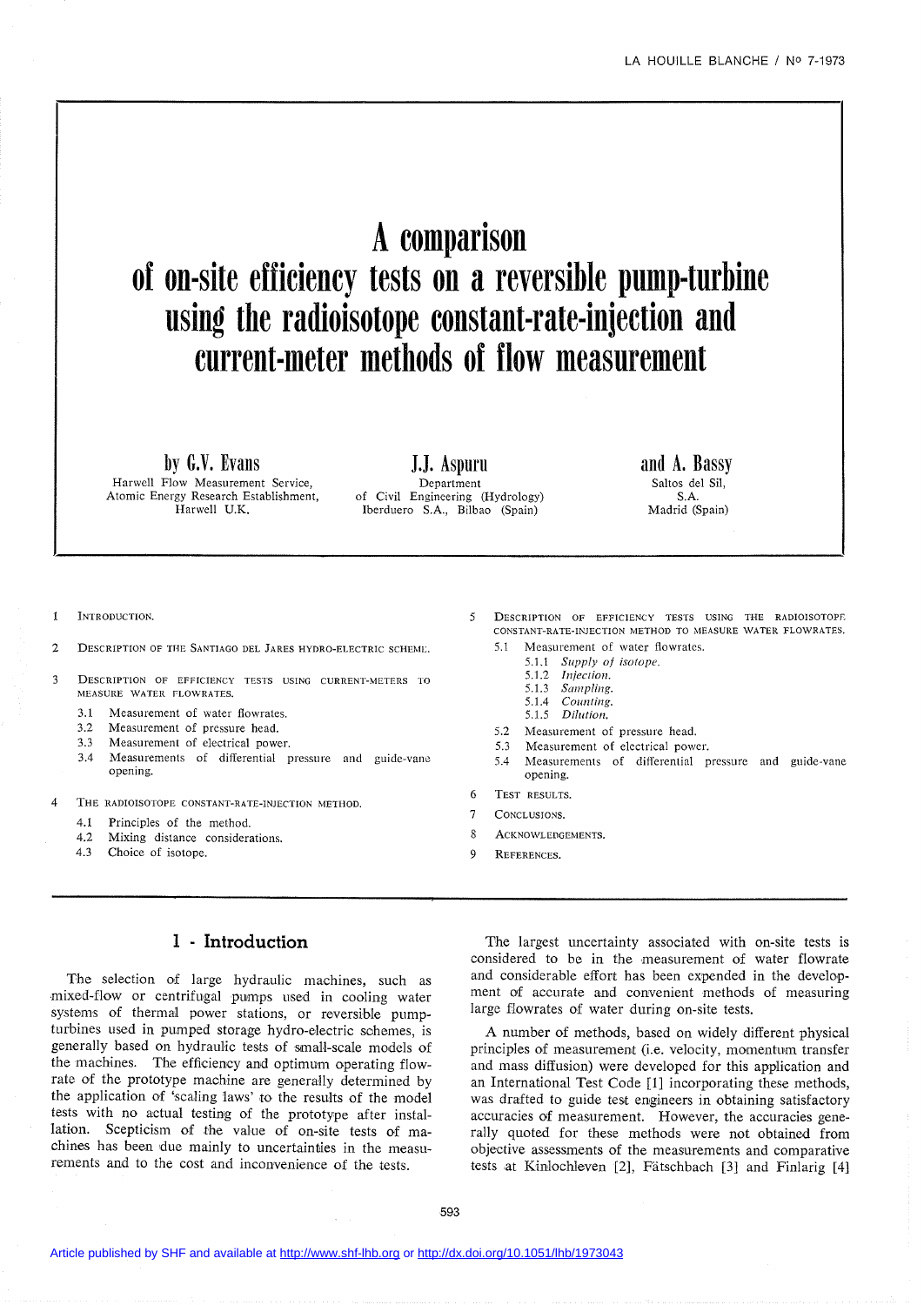# A comparison of on-site efficiency tests on a reversible pump-turbine using the radioisotope constant-rate-injection and current-meter methods of flow measurement

by **G.V. Evans**
Harwell Flow Measurement Service,
Atomic Energy Research Establishment,
Harwell U.K.

**J.J. Aspuru**
Department of Civil Engineering (Hydrology)
Iberduero S.A., Bilbao (Spain)

and **A. Bassy**
Saltos del Sil, S.A.
Madrid (Spain)

1 Introduction.

2 Description of the Santiago del Jares hydro-electric scheme.

3 Description of efficiency tests using current-meters to measure water flowrates.
- 3.1 Measurement of water flowrates.
- 3.2 Measurement of pressure head.
- 3.3 Measurement of electrical power.
- 3.4 Measurements of differential pressure and guide-vane opening.

4 The radioisotope constant-rate-injection method.
- 4.1 Principles of the method.
- 4.2 Mixing distance considerations.
- 4.3 Choice of isotope.

5 Description of efficiency tests using the radioisotope constant-rate-injection method to measure water flowrates.
- 5.1 Measurement of water flowrates.
  - 5.1.1 *Supply of isotope.*
  - 5.1.2 *Injection.*
  - 5.1.3 *Sampling.*
  - 5.1.4 *Counting.*
  - 5.1.5 *Dilution.*
- 5.2 Measurement of pressure head.
- 5.3 Measurement of electrical power.
- 5.4 Measurements of differential pressure and guide-vane opening.

6 Test results.

7 Conclusions.

8 Acknowledgements.

9 References.

## 1 - Introduction

The selection of large hydraulic machines, such as mixed-flow or centrifugal pumps used in cooling water systems of thermal power stations, or reversible pump-turbines used in pumped storage hydro-electric schemes, is generally based on hydraulic tests of small-scale models of the machines. The efficiency and optimum operating flow-rate of the prototype machine are generally determined by the application of 'scaling laws' to the results of the model tests with no actual testing of the prototype after installation. Scepticism of the value of on-site tests of machines has been due mainly to uncertainties in the measurements and to the cost and inconvenience of the tests.

The largest uncertainty associated with on-site tests is considered to be in the measurement of water flowrate and considerable effort has been expended in the development of accurate and convenient methods of measuring large flowrates of water during on-site tests.

A number of methods, based on widely different physical principles of measurement (i.e. velocity, momentum transfer and mass diffusion) were developed for this application and an International Test Code [1] incorporating these methods, was drafted to guide test engineers in obtaining satisfactory accuracies of measurement. However, the accuracies generally quoted for these methods were not obtained from objective assessments of the measurements and comparative tests at Kinlochleven [2], Fätschbach [3] and Finlarig [4]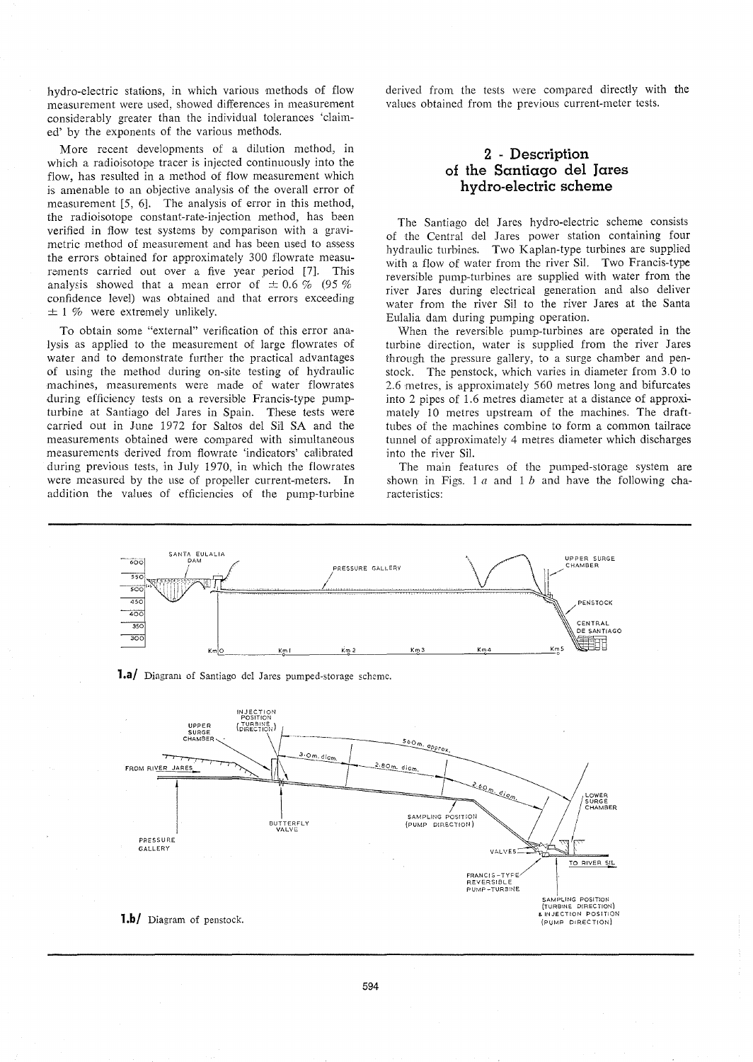hydro-electric stations, in which various methods of flow measurement were used, showed differences in measurement considerably greater than the individual tolerances 'claimed' by the exponents of the various methods.

More recent developments of a dilution method, in which a radioisotope tracer is injected continuously into the flow, has resulted in a method of flow measurement which is amenable to an objective analysis of the overall error of measurement [5, 6]. The analysis of error in this method, the radioisotope constant-rate-injection method, has been verified in flow test systems by comparison with a gravimetric method of measurement and has been used to assess the errors obtained for approximately 300 flowrate measurements carried out over a five year period [7]. This analysis showed that a mean error of $\pm$ 0.6 % (95 % confidence level) was obtained and that errors exceeding $\pm$ 1 % were extremely unlikely.

To obtain some "external" verification of this error analysis as applied to the measurement of large flowrates of water and to demonstrate further the practical advantages of using the method during on-site testing of hydraulic machines, measurements were made of water flowrates during efficiency tests on a reversible Francis-type pump-turbine at Santiago del Jares in Spain. These tests were carried out in June 1972 for Saltos del Sil SA and the measurements obtained were compared with simultaneous measurements derived from flowrate 'indicators' calibrated during previous tests, in July 1970, in which the flowrates were measured by the use of propeller current-meters. In addition the values of efficiencies of the pump-turbine derived from the tests were compared directly with the values obtained from the previous current-meter tests.

## 2 - Description of the Santiago del Jares hydro-electric scheme

The Santiago del Jares hydro-electric scheme consists of the Central del Jares power station containing four hydraulic turbines. Two Kaplan-type turbines are supplied with a flow of water from the river Sil. Two Francis-type reversible pump-turbines are supplied with water from the river Jares during electrical generation and also deliver water from the river Sil to the river Jares at the Santa Eulalia dam during pumping operation.

When the reversible pump-turbines are operated in the turbine direction, water is supplied from the river Jares through the pressure gallery, to a surge chamber and penstock. The penstock, which varies in diameter from 3.0 to 2.6 metres, is approximately 560 metres long and bifurcates into 2 pipes of 1.6 metres diameter at a distance of approximately 10 metres upstream of the machines. The draft-tubes of the machines combine to form a common tailrace tunnel of approximately 4 metres diameter which discharges into the river Sil.

The main features of the pumped-storage system are shown in Figs. 1 *a* and 1 *b* and have the following characteristics:

**1.a/** Diagram of Santiago del Jares pumped-storage scheme.

**1.b/** Diagram of penstock.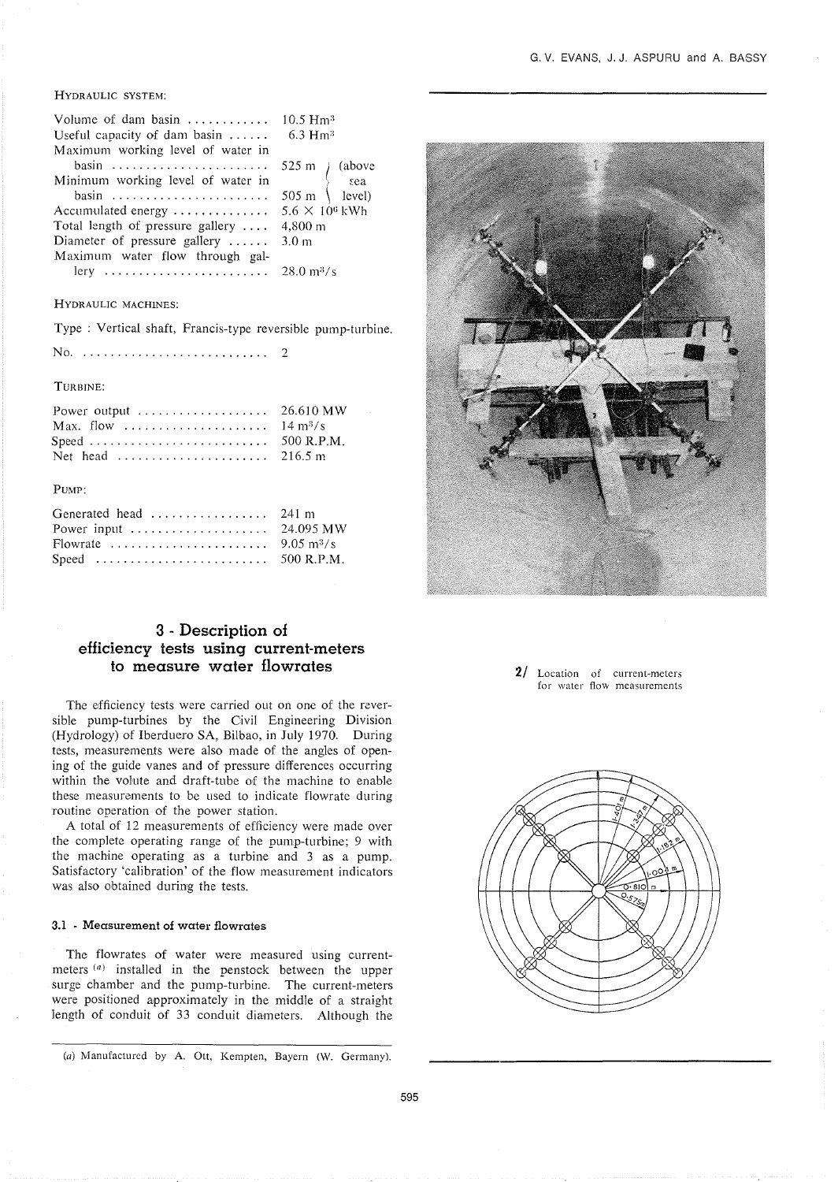HYDRAULIC SYSTEM:

| | |
|---|---|
| Volume of dam basin | 10.5 $Hm^3$ |
| Useful capacity of dam basin | 6.3 $Hm^3$ |
| Maximum working level of water in basin | 525 m (above sea level) |
| Minimum working level of water in basin | 505 m (above sea level) |
| Accumulated energy | $5.6 \times 10^6$ kWh |
| Total length of pressure gallery | 4,800 m |
| Diameter of pressure gallery | 3.0 m |
| Maximum water flow through gallery | 28.0 $m^3/s$ |

HYDRAULIC MACHINES:

Type : Vertical shaft, Francis-type reversible pump-turbine.

| | |
|---|---|
| No. | 2 |

TURBINE:

| | |
|---|---|
| Power output | 26.610 MW |
| Max. flow | 14 $m^3/s$ |
| Speed | 500 R.P.M. |
| Net head | 216.5 m |

PUMP:

| | |
|---|---|
| Generated head | 241 m |
| Power input | 24.095 MW |
| Flowrate | 9.05 $m^3/s$ |
| Speed | 500 R.P.M. |

## 3 - Description of efficiency tests using current-meters to measure water flowrates

The efficiency tests were carried out on one of the reversible pump-turbines by the Civil Engineering Division (Hydrology) of Iberduero SA, Bilbao, in July 1970. During tests, measurements were also made of the angles of opening of the guide vanes and of pressure differences occurring within the volute and draft-tube of the machine to enable these measurements to be used to indicate flowrate during routine operation of the power station.

A total of 12 measurements of efficiency were made over the complete operating range of the pump-turbine; 9 with the machine operating as a turbine and 3 as a pump. Satisfactory 'calibration' of the flow measurement indicators was also obtained during the tests.

### 3.1 - Measurement of water flowrates

The flowrates of water were measured using current-meters [a] installed in the penstock between the upper surge chamber and the pump-turbine. The current-meters were positioned approximately in the middle of a straight length of conduit of 33 conduit diameters. Although the

2/ Location of current-meters for water flow measurements

(a) Manufactured by A. Ott, Kempten, Bayern (W. Germany).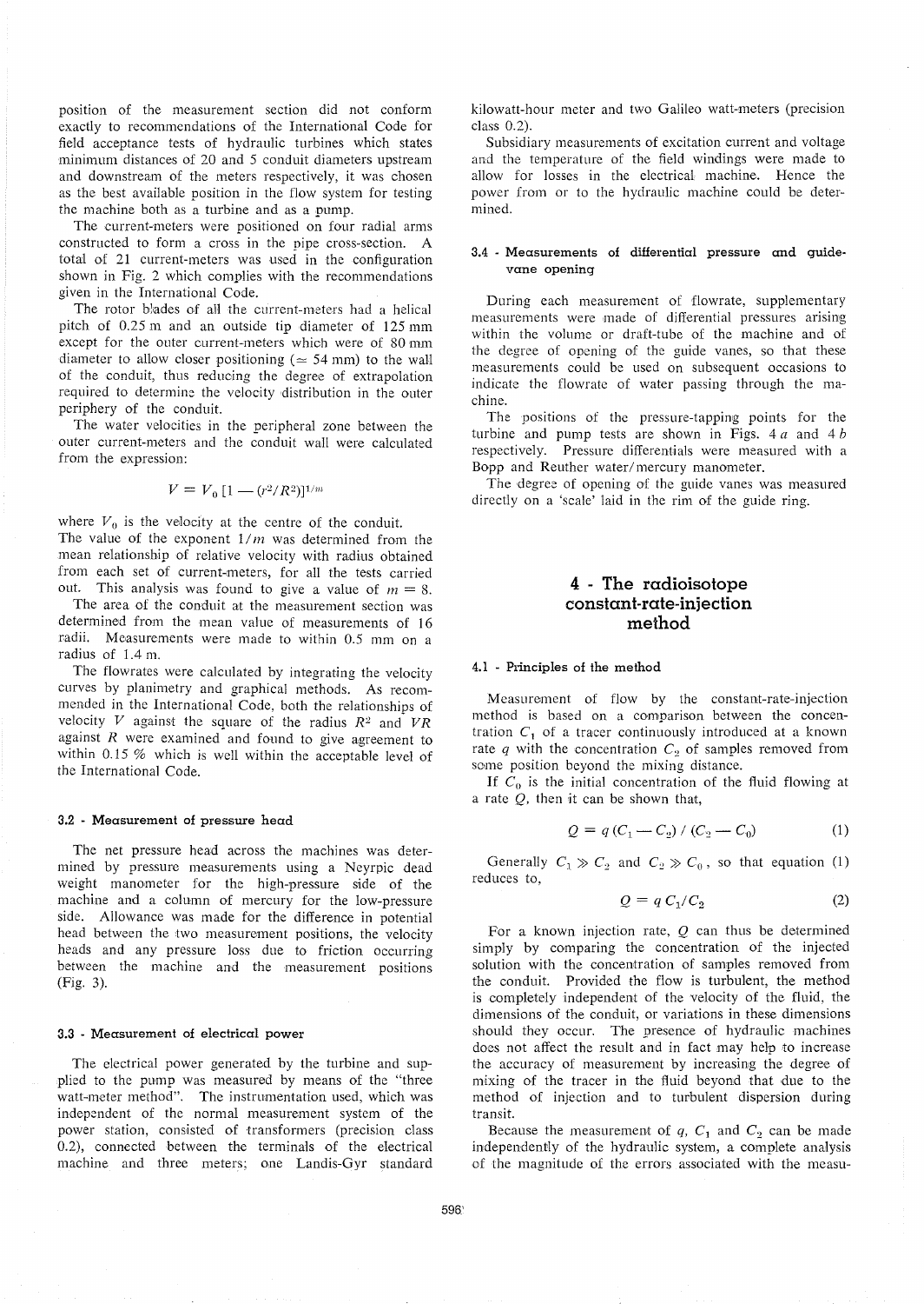position of the measurement section did not conform exactly to recommendations of the International Code for field acceptance tests of hydraulic turbines which states minimum distances of 20 and 5 conduit diameters upstream and downstream of the meters respectively, it was chosen as the best available position in the flow system for testing the machine both as a turbine and as a pump.

The current-meters were positioned on four radial arms constructed to form a cross in the pipe cross-section. A total of 21 current-meters was used in the configuration shown in Fig. 2 which complies with the recommendations given in the International Code.

The rotor blades of all the current-meters had a helical pitch of 0.25 m and an outside tip diameter of 125 mm except for the outer current-meters which were of 80 mm diameter to allow closer positioning ($\approx$ 54 mm) to the wall of the conduit, thus reducing the degree of extrapolation required to determine the velocity distribution in the outer periphery of the conduit.

The water velocities in the peripheral zone between the outer current-meters and the conduit wall were calculated from the expression:

$$V = V_0 \, [1 - (r^2/R^2)]^{1/m}$$

where $V_0$ is the velocity at the centre of the conduit.

The value of the exponent $1/m$ was determined from the mean relationship of relative velocity with radius obtained from each set of current-meters, for all the tests carried out. This analysis was found to give a value of $m = 8$.

The area of the conduit at the measurement section was determined from the mean value of measurements of 16 radii. Measurements were made to within 0.5 mm on a radius of 1.4 m.

The flowrates were calculated by integrating the velocity curves by planimetry and graphical methods. As recommended in the International Code, both the relationships of velocity $V$ against the square of the radius $R^2$ and $VR$ against $R$ were examined and found to give agreement to within 0.15 % which is well within the acceptable level of the International Code.

### 3.2 - Measurement of pressure head

The net pressure head across the machines was determined by pressure measurements using a Neyrpic dead weight manometer for the high-pressure side of the machine and a column of mercury for the low-pressure side. Allowance was made for the difference in potential head between the two measurement positions, the velocity heads and any pressure loss due to friction occurring between the machine and the measurement positions (Fig. 3).

### 3.3 - Measurement of electrical power

The electrical power generated by the turbine and supplied to the pump was measured by means of the "three watt-meter method". The instrumentation used, which was independent of the normal measurement system of the power station, consisted of transformers (precision class 0.2), connected between the terminals of the electrical machine and three meters; one Landis-Gyr standard kilowatt-hour meter and two Galileo watt-meters (precision class 0.2).

Subsidiary measurements of excitation current and voltage and the temperature of the field windings were made to allow for losses in the electrical machine. Hence the power from or to the hydraulic machine could be determined.

### 3.4 - Measurements of differential pressure and guide-vane opening

During each measurement of flowrate, supplementary measurements were made of differential pressures arising within the volume or draft-tube of the machine and of the degree of opening of the guide vanes, so that these measurements could be used on subsequent occasions to indicate the flowrate of water passing through the machine.

The positions of the pressure-tapping points for the turbine and pump tests are shown in Figs. 4 *a* and 4 *b* respectively. Pressure differentials were measured with a Bopp and Reuther water/mercury manometer.

The degree of opening of the guide vanes was measured directly on a 'scale' laid in the rim of the guide ring.

## 4 - The radioisotope constant-rate-injection method

### 4.1 - Principles of the method

Measurement of flow by the constant-rate-injection method is based on a comparison between the concentration $C_1$ of a tracer continuously introduced at a known rate $q$ with the concentration $C_2$ of samples removed from some position beyond the mixing distance.

If $C_0$ is the initial concentration of the fluid flowing at a rate $Q$, then it can be shown that,

$$Q = q \, (C_1 - C_2) \, / \, (C_2 - C_0) \tag{1}$$

Generally $C_1 \gg C_2$ and $C_2 \gg C_0$, so that equation (1) reduces to,

$$Q = q \, C_1 / C_2 \tag{2}$$

For a known injection rate, $Q$ can thus be determined simply by comparing the concentration of the injected solution with the concentration of samples removed from the conduit. Provided the flow is turbulent, the method is completely independent of the velocity of the fluid, the dimensions of the conduit, or variations in these dimensions should they occur. The presence of hydraulic machines does not affect the result and in fact may help to increase the accuracy of measurement by increasing the degree of mixing of the tracer in the fluid beyond that due to the method of injection and to turbulent dispersion during transit.

Because the measurement of $q$, $C_1$ and $C_2$ can be made independently of the hydraulic system, a complete analysis of the magnitude of the errors associated with the measu-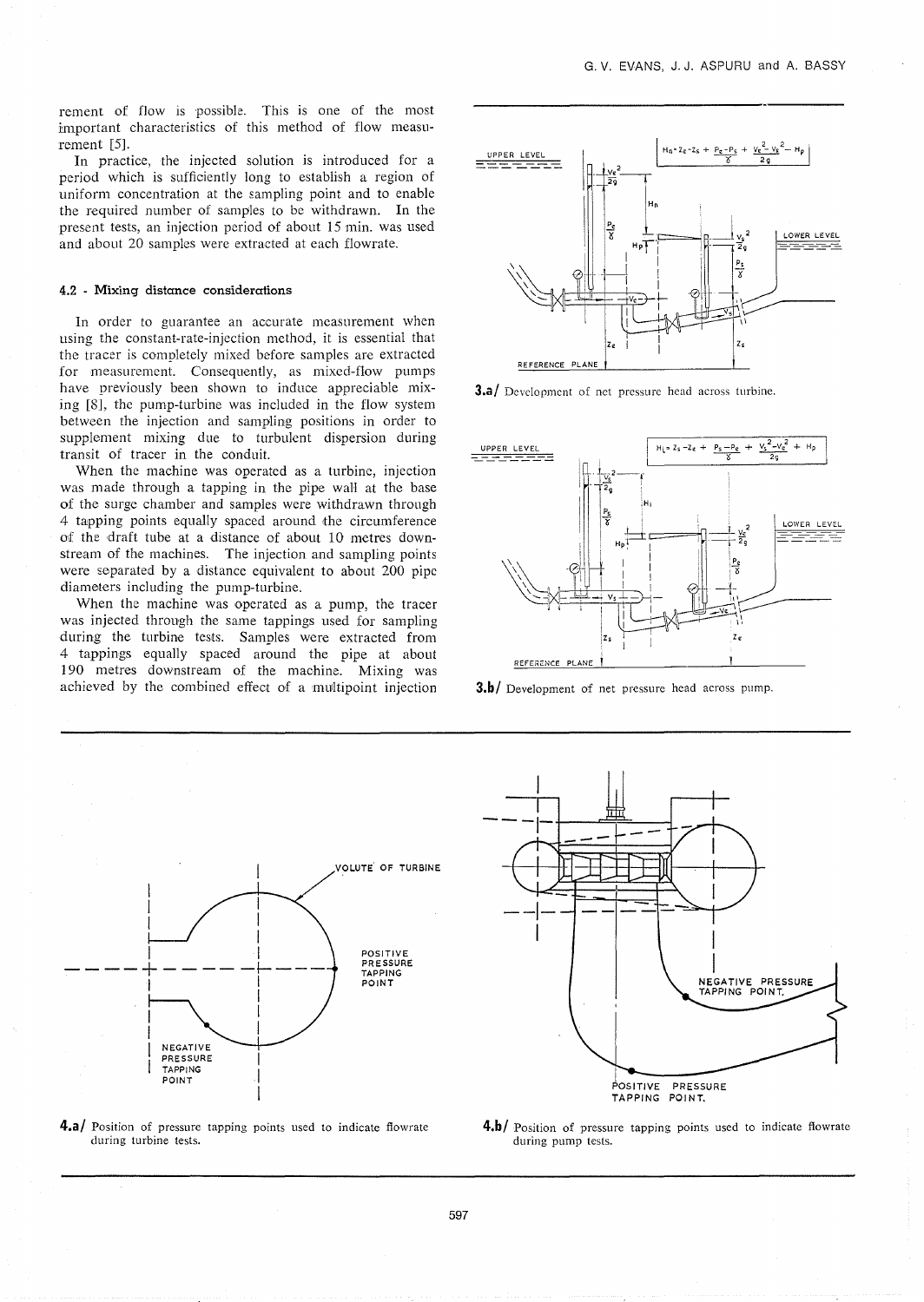rement of flow is possible. This is one of the most important characteristics of this method of flow measurement [5].

In practice, the injected solution is introduced for a period which is sufficiently long to establish a region of uniform concentration at the sampling point and to enable the required number of samples to be withdrawn. In the present tests, an injection period of about 15 min. was used and about 20 samples were extracted at each flowrate.

### 4.2 - Mixing distance considerations

In order to guarantee an accurate measurement when using the constant-rate-injection method, it is essential that the tracer is completely mixed before samples are extracted for measurement. Consequently, as mixed-flow pumps have previously been shown to induce appreciable mixing [8], the pump-turbine was included in the flow system between the injection and sampling positions in order to supplement mixing due to turbulent dispersion during transit of tracer in the conduit.

When the machine was operated as a turbine, injection was made through a tapping in the pipe wall at the base of the surge chamber and samples were withdrawn through 4 tapping points equally spaced around the circumference of the draft tube at a distance of about 10 metres downstream of the machines. The injection and sampling points were separated by a distance equivalent to about 200 pipe diameters including the pump-turbine.

When the machine was operated as a pump, the tracer was injected through the same tappings used for sampling during the turbine tests. Samples were extracted from 4 tappings equally spaced around the pipe at about 190 metres downstream of the machine. Mixing was achieved by the combined effect of a multipoint injection

$$H_n = Z_e - Z_s + \frac{P_e - P_s}{\gamma} + \frac{V_e^2 - V_s^2}{2g} - H_p$$

**3.a/** Development of net pressure head across turbine.

$$H_i = Z_s - Z_e + \frac{P_s - P_e}{\gamma} + \frac{V_s^2 - V_e^2}{2g} + H_p$$

**3.b/** Development of net pressure head across pump.

**4.a/** Position of pressure tapping points used to indicate flowrate during turbine tests.

**4.b/** Position of pressure tapping points used to indicate flowrate during pump tests.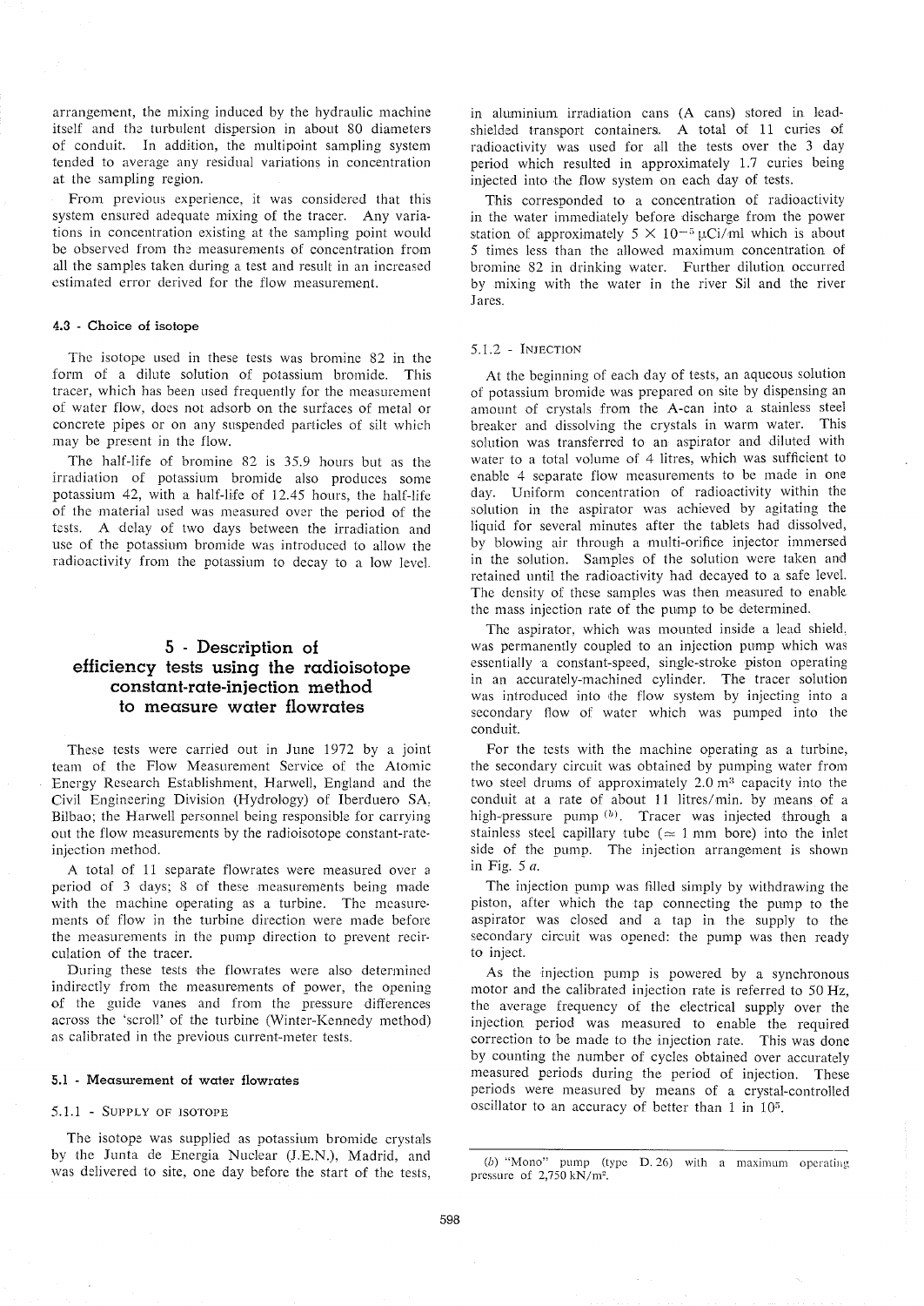arrangement, the mixing induced by the hydraulic machine itself and the turbulent dispersion in about 80 diameters of conduit. In addition, the multipoint sampling system tended to average any residual variations in concentration at the sampling region.

From previous experience, it was considered that this system ensured adequate mixing of the tracer. Any variations in concentration existing at the sampling point would be observed from the measurements of concentration from all the samples taken during a test and result in an increased estimated error derived for the flow measurement.

#### 4.3 - Choice of isotope

The isotope used in these tests was bromine 82 in the form of a dilute solution of potassium bromide. This tracer, which has been used frequently for the measurement of water flow, does not adsorb on the surfaces of metal or concrete pipes or on any suspended particles of silt which may be present in the flow.

The half-life of bromine 82 is 35.9 hours but as the irradiation of potassium bromide also produces some potassium 42, with a half-life of 12.45 hours, the half-life of the material used was measured over the period of the tests. A delay of two days between the irradiation and use of the potassium bromide was introduced to allow the radioactivity from the potassium to decay to a low level.

## 5 - Description of efficiency tests using the radioisotope constant-rate-injection method to measure water flowrates

These tests were carried out in June 1972 by a joint team of the Flow Measurement Service of the Atomic Energy Research Establishment, Harwell, England and the Civil Engineering Division (Hydrology) of Iberduero SA, Bilbao; the Harwell personnel being responsible for carrying out the flow measurements by the radioisotope constant-rate-injection method.

A total of 11 separate flowrates were measured over a period of 3 days; 8 of these measurements being made with the machine operating as a turbine. The measurements of flow in the turbine direction were made before the measurements in the pump direction to prevent recirculation of the tracer.

During these tests the flowrates were also determined indirectly from the measurements of power, the opening of the guide vanes and from the pressure differences across the 'scroll' of the turbine (Winter-Kennedy method) as calibrated in the previous current-meter tests.

#### 5.1 - Measurement of water flowrates

##### 5.1.1 - Supply of isotope

The isotope was supplied as potassium bromide crystals by the Junta de Energia Nuclear (J.E.N.), Madrid, and was delivered to site, one day before the start of the tests, in aluminium irradiation cans (A cans) stored in lead-shielded transport containers. A total of 11 curies of radioactivity was used for all the tests over the 3 day period which resulted in approximately 1.7 curies being injected into the flow system on each day of tests.

This corresponded to a concentration of radioactivity in the water immediately before discharge from the power station of approximately $5 \times 10^{-5}$ μCi/ml which is about 5 times less than the allowed maximum concentration of bromine 82 in drinking water. Further dilution occurred by mixing with the water in the river Sil and the river Jares.

##### 5.1.2 - Injection

At the beginning of each day of tests, an aqueous solution of potassium bromide was prepared on site by dispensing an amount of crystals from the A-can into a stainless steel breaker and dissolving the crystals in warm water. This solution was transferred to an aspirator and diluted with water to a total volume of 4 litres, which was sufficient to enable 4 separate flow measurements to be made in one day. Uniform concentration of radioactivity within the solution in the aspirator was achieved by agitating the liquid for several minutes after the tablets had dissolved, by blowing air through a multi-orifice injector immersed in the solution. Samples of the solution were taken and retained until the radioactivity had decayed to a safe level. The density of these samples was then measured to enable the mass injection rate of the pump to be determined.

The aspirator, which was mounted inside a lead shield, was permanently coupled to an injection pump which was essentially a constant-speed, single-stroke piston operating in an accurately-machined cylinder. The tracer solution was introduced into the flow system by injecting into a secondary flow of water which was pumped into the conduit.

For the tests with the machine operating as a turbine, the secondary circuit was obtained by pumping water from two steel drums of approximately 2.0 m$^3$ capacity into the conduit at a rate of about 11 litres/min. by means of a high-pressure pump [(b)]. Tracer was injected through a stainless steel capillary tube ($\approx$ 1 mm bore) into the inlet side of the pump. The injection arrangement is shown in Fig. 5 *a*.

The injection pump was filled simply by withdrawing the piston, after which the tap connecting the pump to the aspirator was closed and a tap in the supply to the secondary circuit was opened: the pump was then ready to inject.

As the injection pump is powered by a synchronous motor and the calibrated injection rate is referred to 50 Hz, the average frequency of the electrical supply over the injection period was measured to enable the required correction to be made to the injection rate. This was done by counting the number of cycles obtained over accurately measured periods during the period of injection. These periods were measured by means of a crystal-controlled oscillator to an accuracy of better than 1 in $10^5$.

---

(*b*) "Mono" pump (type D. 26) with a maximum operating pressure of 2,750 kN/m$^2$.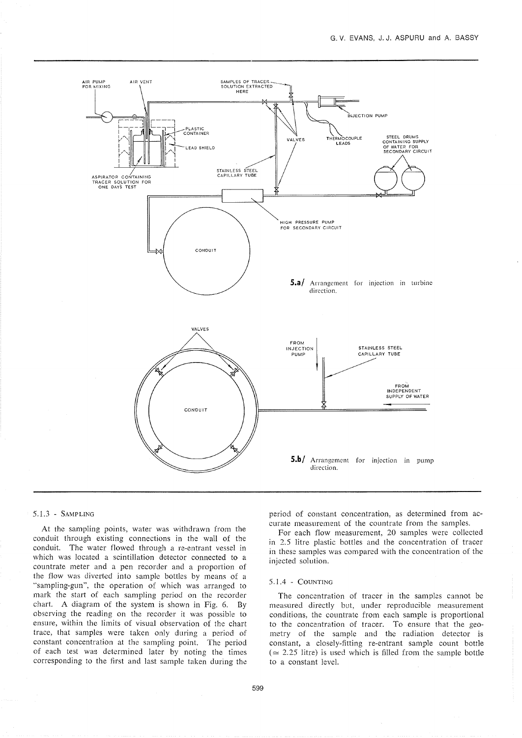**5.a/** Arrangement for injection in turbine direction.

**5.b/** Arrangement for injection in pump direction.

### 5.1.3 - Sampling

At the sampling points, water was withdrawn from the conduit through existing connections in the wall of the conduit. The water flowed through a re-entrant vessel in which was located a scintillation detector connected to a countrate meter and a pen recorder and a proportion of the flow was diverted into sample bottles by means of a "sampling-gun", the operation of which was arranged to mark the start of each sampling period on the recorder chart. A diagram of the system is shown in Fig. 6. By observing the reading on the recorder it was possible to ensure, within the limits of visual observation of the chart trace, that samples were taken only during a period of constant concentration at the sampling point. The period of each test was determined later by noting the times corresponding to the first and last sample taken during the period of constant concentration, as determined from accurate measurement of the countrate from the samples.

For each flow measurement, 20 samples were collected in 2.5 litre plastic bottles and the concentration of tracer in these samples was compared with the concentration of the injected solution.

### 5.1.4 - Counting

The concentration of tracer in the samples cannot be measured directly but, under reproducible measurement conditions, the countrate from each sample is proportional to the concentration of tracer. To ensure that the geometry of the sample and the radiation detector is constant, a closely-fitting re-entrant sample count bottle ($\simeq$ 2.25 litre) is used which is filled from the sample bottle to a constant level.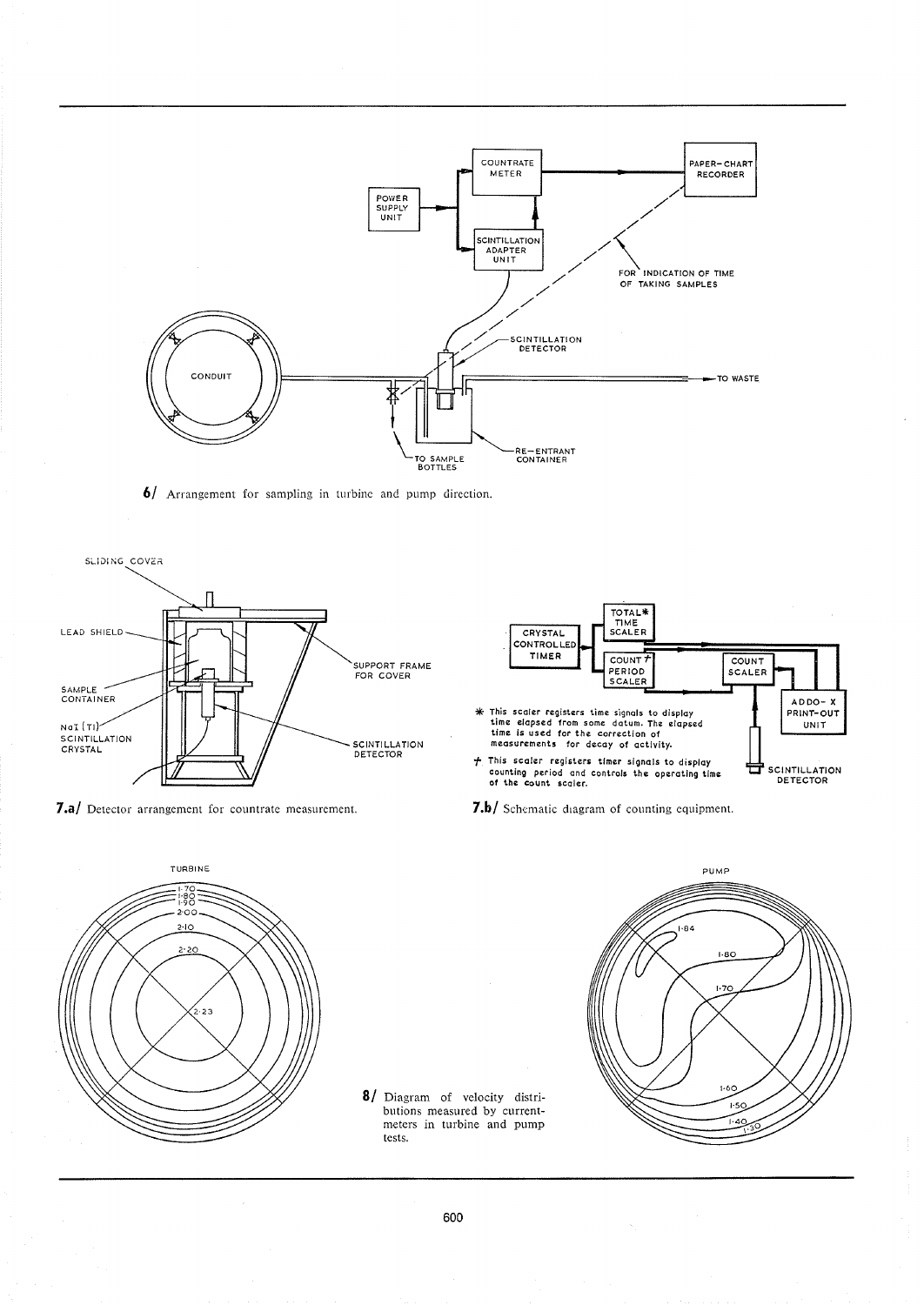**6/** Arrangement for sampling in turbine and pump direction.

**7.a/** Detector arrangement for countrate measurement.

**7.b/** Schematic diagram of counting equipment.

**8/** Diagram of velocity distributions measured by current-meters in turbine and pump tests.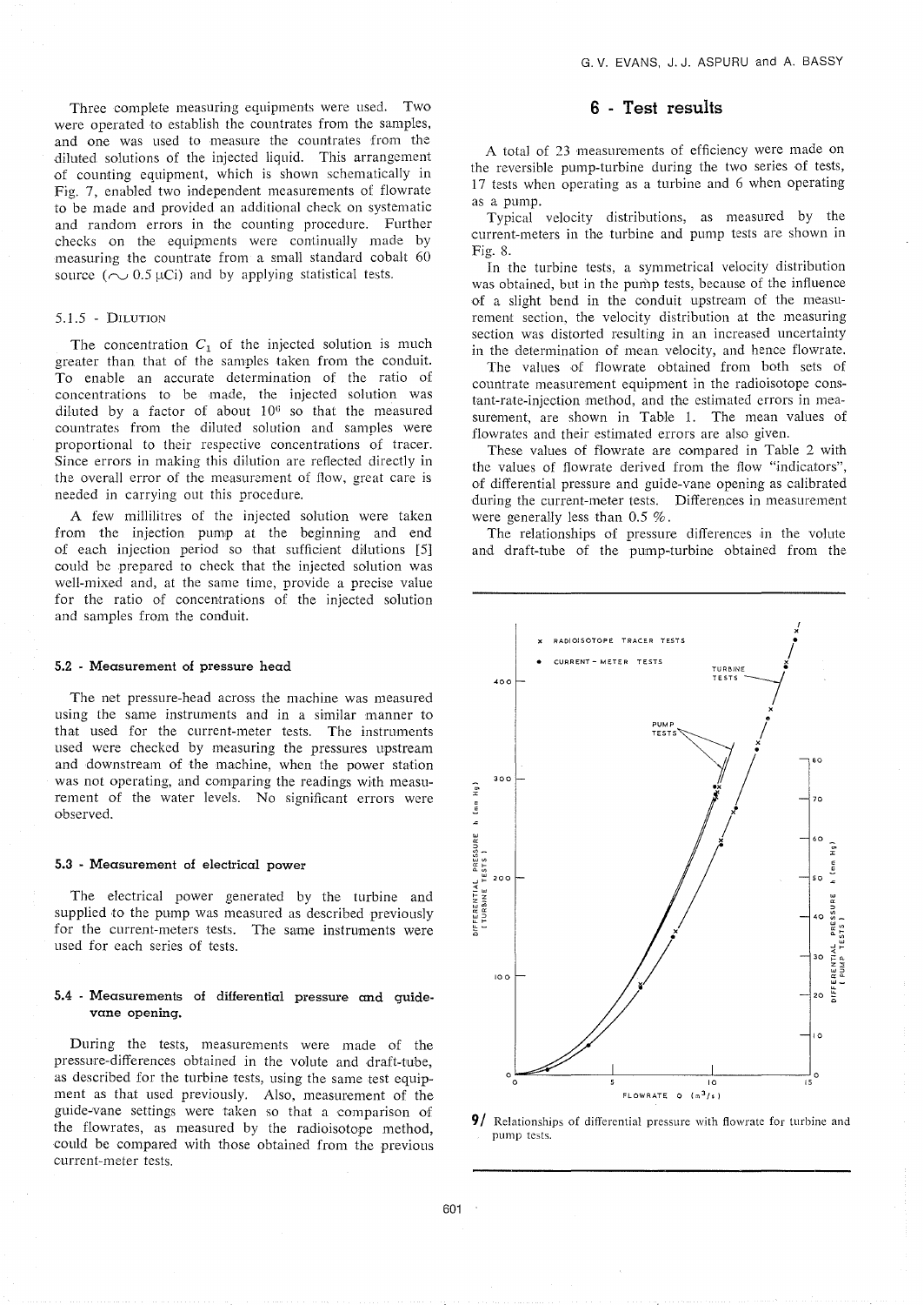Three complete measuring equipments were used. Two were operated to establish the countrates from the samples, and one was used to measure the countrates from the diluted solutions of the injected liquid. This arrangement of counting equipment, which is shown schematically in Fig. 7, enabled two independent measurements of flowrate to be made and provided an additional check on systematic and random errors in the counting procedure. Further checks on the equipments were continually made by measuring the countrate from a small standard cobalt 60 source ($\sim 0.5\ \mu$Ci) and by applying statistical tests.

#### 5.1.5 - Dilution

The concentration $C_1$ of the injected solution is much greater than that of the samples taken from the conduit. To enable an accurate determination of the ratio of concentrations to be made, the injected solution was diluted by a factor of about $10^6$ so that the measured countrates from the diluted solution and samples were proportional to their respective concentrations of tracer. Since errors in making this dilution are reflected directly in the overall error of the measurement of flow, great care is needed in carrying out this procedure.

A few millilitres of the injected solution were taken from the injection pump at the beginning and end of each injection period so that sufficient dilutions [5] could be prepared to check that the injected solution was well-mixed and, at the same time, provide a precise value for the ratio of concentrations of the injected solution and samples from the conduit.

### 5.2 - Measurement of pressure head

The net pressure-head across the machine was measured using the same instruments and in a similar manner to that used for the current-meter tests. The instruments used were checked by measuring the pressures upstream and downstream of the machine, when the power station was not operating, and comparing the readings with measurement of the water levels. No significant errors were observed.

### 5.3 - Measurement of electrical power

The electrical power generated by the turbine and supplied to the pump was measured as described previously for the current-meters tests. The same instruments were used for each series of tests.

### 5.4 - Measurements of differential pressure and guide-vane opening.

During the tests, measurements were made of the pressure-differences obtained in the volute and draft-tube, as described for the turbine tests, using the same test equipment as that used previously. Also, measurement of the guide-vane settings were taken so that a comparison of the flowrates, as measured by the radioisotope method, could be compared with those obtained from the previous current-meter tests.

## 6 - Test results

A total of 23 measurements of efficiency were made on the reversible pump-turbine during the two series of tests, 17 tests when operating as a turbine and 6 when operating as a pump.

Typical velocity distributions, as measured by the current-meters in the turbine and pump tests are shown in Fig. 8.

In the turbine tests, a symmetrical velocity distribution was obtained, but in the pump tests, because of the influence of a slight bend in the conduit upstream of the measurement section, the velocity distribution at the measuring section was distorted resulting in an increased uncertainty in the determination of mean velocity, and hence flowrate.

The values of flowrate obtained from both sets of countrate measurement equipment in the radioisotope constant-rate-injection method, and the estimated errors in measurement, are shown in Table 1. The mean values of flowrates and their estimated errors are also given.

These values of flowrate are compared in Table 2 with the values of flowrate derived from the flow "indicators", of differential pressure and guide-vane opening as calibrated during the current-meter tests. Differences in measurement were generally less than 0.5 %.

The relationships of pressure differences in the volute and draft-tube of the pump-turbine obtained from the

**9/** Relationships of differential pressure with flowrate for turbine and pump tests.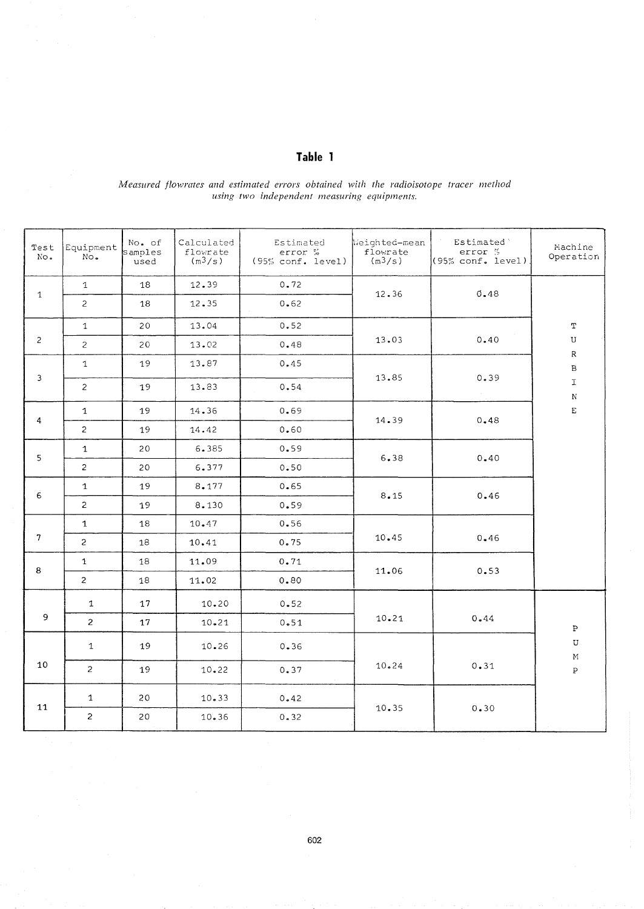## Table 1

*Measured flowrates and estimated errors obtained with the radioisotope tracer method using two independent measuring equipments.*

| Test No. | Equipment No. | No. of samples used | Calculated flowrate ($m^3/s$) | Estimated error % (95% conf. level) | Weighted-mean flowrate ($m^3/s$) | Estimated error % (95% conf. level) | Machine Operation |
|---|---|---|---|---|---|---|---|
| 1 | 1 | 18 | 12.39 | 0.72 | 12.36 | 0.48 | TURBINE |
| | 2 | 18 | 12.35 | 0.62 | | | |
| 2 | 1 | 20 | 13.04 | 0.52 | 13.03 | 0.40 | |
| | 2 | 20 | 13.02 | 0.48 | | | |
| 3 | 1 | 19 | 13.87 | 0.45 | 13.85 | 0.39 | |
| | 2 | 19 | 13.83 | 0.54 | | | |
| 4 | 1 | 19 | 14.36 | 0.69 | 14.39 | 0.48 | |
| | 2 | 19 | 14.42 | 0.60 | | | |
| 5 | 1 | 20 | 6.385 | 0.59 | 6.38 | 0.40 | |
| | 2 | 20 | 6.377 | 0.50 | | | |
| 6 | 1 | 19 | 8.177 | 0.65 | 8.15 | 0.46 | |
| | 2 | 19 | 8.130 | 0.59 | | | |
| 7 | 1 | 18 | 10.47 | 0.56 | 10.45 | 0.46 | |
| | 2 | 18 | 10.41 | 0.75 | | | |
| 8 | 1 | 18 | 11.09 | 0.71 | 11.06 | 0.53 | |
| | 2 | 18 | 11.02 | 0.80 | | | |
| 9 | 1 | 17 | 10.20 | 0.52 | 10.21 | 0.44 | PUMP |
| | 2 | 17 | 10.21 | 0.51 | | | |
| 10 | 1 | 19 | 10.26 | 0.36 | 10.24 | 0.31 | |
| | 2 | 19 | 10.22 | 0.37 | | | |
| 11 | 1 | 20 | 10.33 | 0.42 | 10.35 | 0.30 | |
| | 2 | 20 | 10.36 | 0.32 | | | |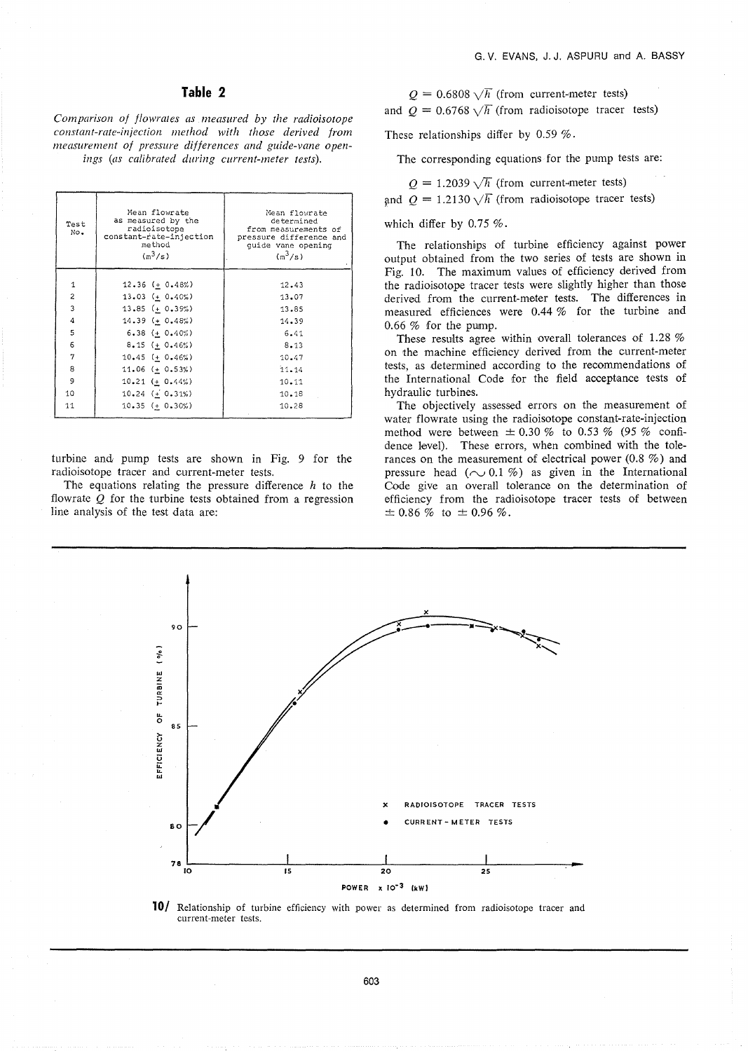## Table 2

*Comparison of flowrates as measured by the radioisotope constant-rate-injection method with those derived from measurement of pressure differences and guide-vane openings (as calibrated during current-meter tests).*

| Test No. | Mean flowrate as measured by the radioisotope constant-rate-injection method ($m^3/s$) | Mean flowrate determined from measurements of pressure difference and guide vane opening ($m^3/s$) |
|---|---|---|
| 1 | 12.36 (± 0.48%) | 12.43 |
| 2 | 13.03 (± 0.40%) | 13.07 |
| 3 | 13.85 (± 0.39%) | 13.85 |
| 4 | 14.39 (± 0.48%) | 14.39 |
| 5 | 6.38 (± 0.40%) | 6.41 |
| 6 | 8.15 (± 0.46%) | 8.13 |
| 7 | 10.45 (± 0.46%) | 10.47 |
| 8 | 11.06 (± 0.53%) | 11.14 |
| 9 | 10.21 (± 0.44%) | 10.11 |
| 10 | 10.24 (± 0.31%) | 10.18 |
| 11 | 10.35 (± 0.30%) | 10.28 |

turbine and pump tests are shown in Fig. 9 for the radioisotope tracer and current-meter tests.

The equations relating the pressure difference $h$ to the flowrate $Q$ for the turbine tests obtained from a regression line analysis of the test data are:

$Q = 0.6808\sqrt{h}$ (from current-meter tests)
and $Q = 0.6768\sqrt{h}$ (from radioisotope tracer tests)

These relationships differ by 0.59 %.

The corresponding equations for the pump tests are:

$Q = 1.2039\sqrt{h}$ (from current-meter tests)
and $Q = 1.2130\sqrt{h}$ (from radioisotope tracer tests)

which differ by 0.75 %.

The relationships of turbine efficiency against power output obtained from the two series of tests are shown in Fig. 10. The maximum values of efficiency derived from the radioisotope tracer tests were slightly higher than those derived from the current-meter tests. The differences in measured efficiences were 0.44 % for the turbine and 0.66 % for the pump.

These results agree within overall tolerances of 1.28 % on the machine efficiency derived from the current-meter tests, as determined according to the recommendations of the International Code for the field acceptance tests of hydraulic turbines.

The objectively assessed errors on the measurement of water flowrate using the radioisotope constant-rate-injection method were between ± 0.30 % to 0.53 % (95 % confidence level). These errors, when combined with the tolerances on the measurement of electrical power (0.8 %) and pressure head (~ 0.1 %) as given in the International Code give an overall tolerance on the determination of efficiency from the radioisotope tracer tests of between ± 0.86 % to ± 0.96 %.

**10/** Relationship of turbine efficiency with power as determined from radioisotope tracer and current-meter tests.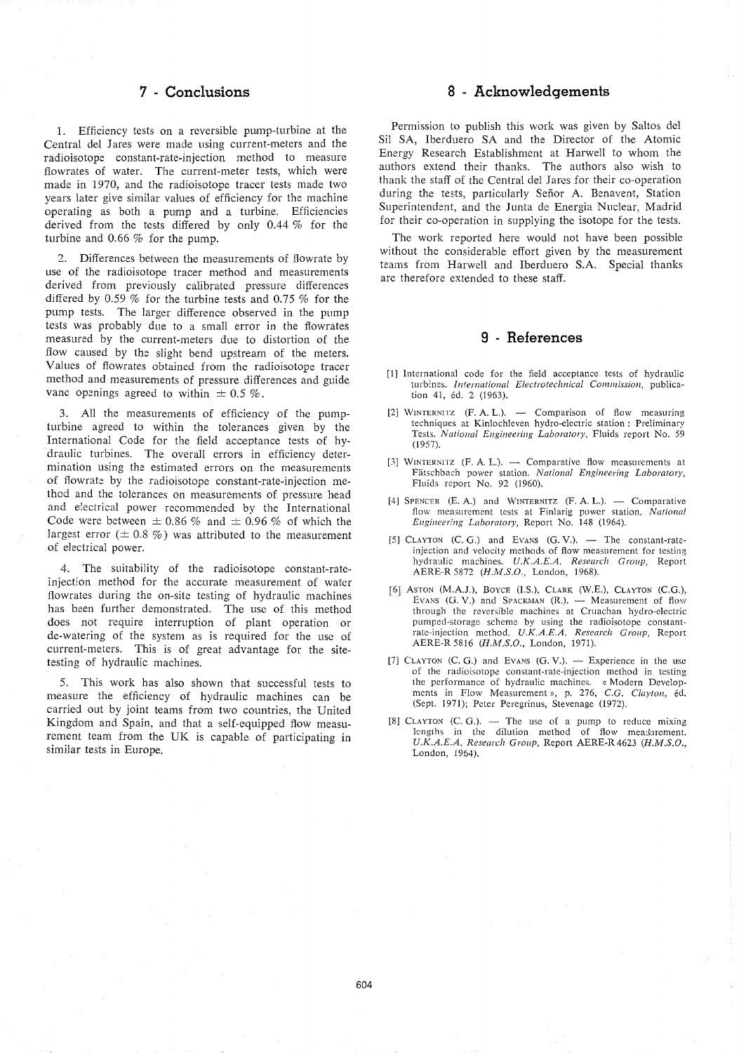## 7 - Conclusions

1. Efficiency tests on a reversible pump-turbine at the Central del Jares were made using current-meters and the radioisotope constant-rate-injection method to measure flowrates of water. The current-meter tests, which were made in 1970, and the radioisotope tracer tests made two years later give similar values of efficiency for the machine operating as both a pump and a turbine. Efficiencies derived from the tests differed by only 0.44 % for the turbine and 0.66 % for the pump.

2. Differences between the measurements of flowrate by use of the radioisotope tracer method and measurements derived from previously calibrated pressure differences differed by 0.59 % for the turbine tests and 0.75 % for the pump tests. The larger difference observed in the pump tests was probably due to a small error in the flowrates measured by the current-meters due to distortion of the flow caused by the slight bend upstream of the meters. Values of flowrates obtained from the radioisotope tracer method and measurements of pressure differences and guide vane openings agreed to within ± 0.5 %.

3. All the measurements of efficiency of the pump-turbine agreed to within the tolerances given by the International Code for the field acceptance tests of hydraulic turbines. The overall errors in efficiency determination using the estimated errors on the measurements of flowrate by the radioisotope constant-rate-injection method and the tolerances on measurements of pressure head and electrical power recommended by the International Code were between ± 0.86 % and ± 0.96 % of which the largest error (± 0.8 %) was attributed to the measurement of electrical power.

4. The suitability of the radioisotope constant-rate-injection method for the accurate measurement of water flowrates during the on-site testing of hydraulic machines has been further demonstrated. The use of this method does not require interruption of plant operation or de-watering of the system as is required for the use of current-meters. This is of great advantage for the site-testing of hydraulic machines.

5. This work has also shown that successful tests to measure the efficiency of hydraulic machines can be carried out by joint teams from two countries, the United Kingdom and Spain, and that a self-equipped flow measurement team from the UK is capable of participating in similar tests in Europe.

## 8 - Acknowledgements

Permission to publish this work was given by Saltos del Sil SA, Iberduero SA and the Director of the Atomic Energy Research Establishment at Harwell to whom the authors extend their thanks. The authors also wish to thank the staff of the Central del Jares for their co-operation during the tests, particularly Señor A. Benavent, Station Superintendent, and the Junta de Energia Nuclear, Madrid for their co-operation in supplying the isotope for the tests.

The work reported here would not have been possible without the considerable effort given by the measurement teams from Harwell and Iberduero S.A. Special thanks are therefore extended to these staff.

## 9 - References

[1] International code for the field acceptance tests of hydraulic turbines. *International Electrotechnical Commission*, publication 41, éd. 2 (1963).

[2] WINTERNITZ (F. A. L.). — Comparison of flow measuring techniques at Kinlochleven hydro-electric station: Preliminary Tests. *National Engineering Laboratory*, Fluids report No. 59 (1957).

[3] WINTERNITZ (F. A. L.). — Comparative flow measurements at Fätschbach power station. *National Engineering Laboratory*, Fluids report No. 92 (1960).

[4] SPENCER (E. A.) and WINTERNITZ (F. A. L.). — Comparative flow measurement tests at Finlarig power station. *National Engineering Laboratory*, Report No. 148 (1964).

[5] CLAYTON (C. G.) and EVANS (G. V.). — The constant-rate-injection and velocity methods of flow measurement for testing hydraulic machines. *U.K.A.E.A. Research Group*, Report AERE-R 5872 (*H.M.S.O.*, London, 1968).

[6] ASTON (M.A.J.), BOYCE (I.S.), CLARK (W.E.), CLAYTON (C.G.), EVANS (G. V.) and SPACKMAN (R.). — Measurement of flow through the reversible machines at Cruachan hydro-electric pumped-storage scheme by using the radioisotope constant-rate-injection method. *U.K.A.E.A. Research Group*, Report AERE-R 5816 (*H.M.S.O.*, London, 1971).

[7] CLAYTON (C. G.) and EVANS (G. V.). — Experience in the use of the radioisotope constant-rate-injection method in testing the performance of hydraulic machines. « Modern Developments in Flow Measurement », p. 276, *C.G. Clayton*, éd. (Sept. 1971); Peter Peregrinus, Stevenage (1972).

[8] CLAYTON (C. G.). — The use of a pump to reduce mixing lengths in the dilution method of flow measurement. *U.K.A.E.A. Research Group*, Report AERE-R 4623 (*H.M.S.O.*, London, 1964).